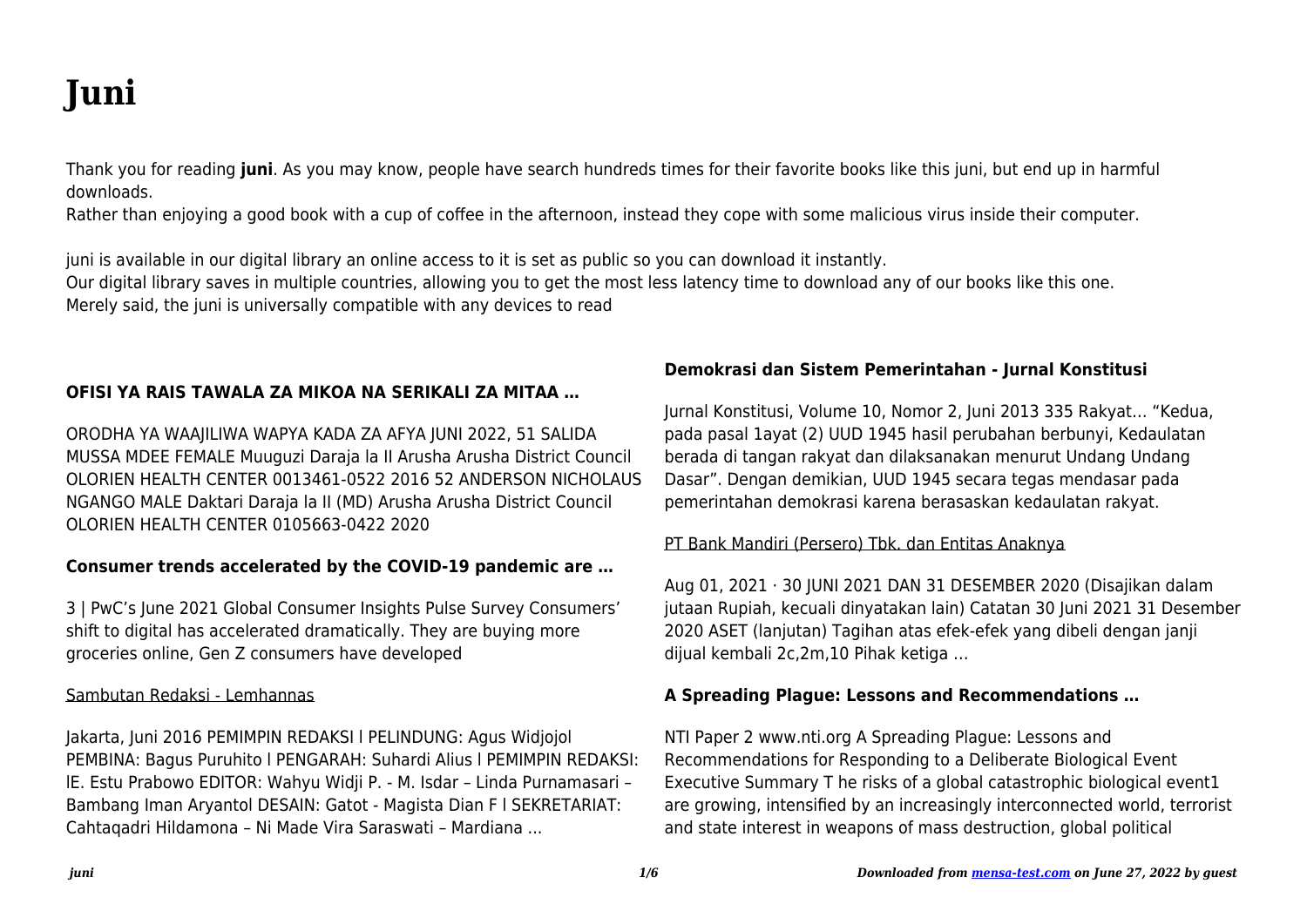# Juni

Thank you for reading **juni**. As you may know, people have search hundreds times for their favorite books like this juni, but end up in harmful downloads.

Rather than enjoying a good book with a cup of coffee in the afternoon, instead they cope with some malicious virus inside their computer.

juni is available in our digital library an online access to it is set as public so you can download it instantly.

Our digital library saves in multiple countries, allowing you to get the most less latency time to download any of our books like this one.

Merely said, the juni is universally compatible with any devices to read

### OFISI YA RAIS TAWALA ZA MIKOA NA SERIKALI ZA MITAA …

ORODHA YA WAAJILIWA WAPYA KADA ZA AFYA JUNI 2022, 51 SALIDA MUSSA MDEE FEMALE Muuguzi Daraja la II Arusha Arusha District Council OLORIEN HEALTH CENTER 0013461-0522 2016 52 ANDERSON NICHOLAUS NGANGO MALE Daktari Daraja la II (MD) Arusha Arusha District Council OLORIEN HEALTH CENTER 0105663-0422 2020

### Consumer trends accelerated by the COVID-19 pandemic are …

3 | PwC's June 2021 Global Consumer Insights Pulse Survey Consumers' shift to digital has accelerated dramatically. They are buying more groceries online, Gen Z consumers have developed

### Sambutan Redaksi - Lemhannas

Jakarta, Juni 2016 PEMIMPIN REDAKSI l PELINDUNG: Agus Widjojol PEMBINA: Bagus Puruhito l PENGARAH: Suhardi Alius l PEMIMPIN REDAKSI: lE. Estu Prabowo EDITOR: Wahyu Widji P. - M. Isdar – Linda Purnamasari – Bambang Iman Aryantol DESAIN: Gatot - Magista Dian F l SEKRETARIAT: Cahtaqadri Hildamona – Ni Made Vira Saraswati – Mardiana …

### Demokrasi dan Sistem Pemerintahan - Jurnal Konstitusi

Jurnal Konstitusi, Volume 10, Nomor 2, Juni 2013 335 Rakyat… "Kedua, pada pasal 1ayat (2) UUD 1945 hasil perubahan berbunyi, Kedaulatan berada di tangan rakyat dan dilaksanakan menurut Undang Undang Dasar". Dengan demikian, UUD 1945 secara tegas mendasar pada pemerintahan demokrasi karena berasaskan kedaulatan rakyat.

### PT Bank Mandiri (Persero) Tbk. dan Entitas Anaknya

Aug 01, 2021 · 30 JUNI 2021 DAN 31 DESEMBER 2020 (Disajikan dalam jutaan Rupiah, kecuali dinyatakan lain) Catatan 30 Juni 2021 31 Desember 2020 ASET (lanjutan) Tagihan atas efek-efek yang dibeli dengan janji dijual kembali 2c,2m,10 Pihak ketiga …

### A Spreading Plague: Lessons and Recommendations …

NTI Paper 2 www.nti.org A Spreading Plague: Lessons and Recommendations for Responding to a Deliberate Biological Event Executive Summary T he risks of a global catastrophic biological event1 are growing, intensified by an increasingly interconnected world, terrorist and state interest in weapons of mass destruction, global political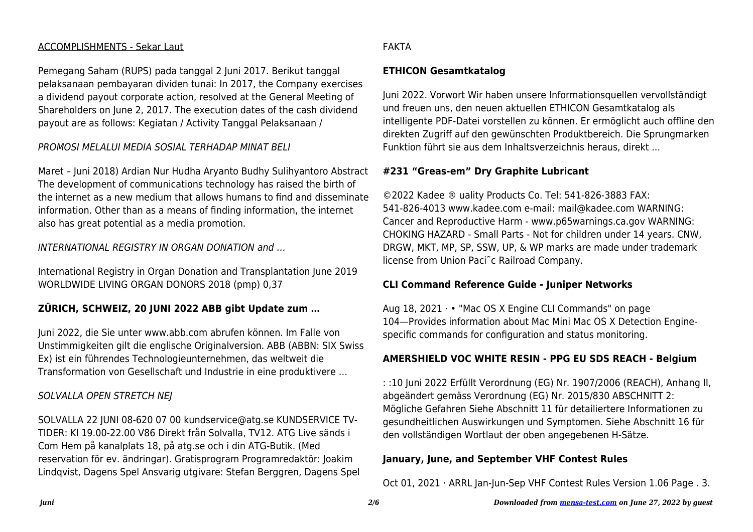ACCOMPLISHMENTS - Sekar Laut

Pemegang Saham (RUPS) pada tanggal 2 Juni 2017. Berikut tanggal pelaksanaan pembayaran dividen tunai: In 2017, the Company exercises a dividend payout corporate action, resolved at the General Meeting of Shareholders on June 2, 2017. The execution dates of the cash dividend payout are as follows: Kegiatan / Activity Tanggal Pelaksanaan /

*PROMOSI MELALUI MEDIA SOSIAL TERHADAP MINAT BELI*

Maret – Juni 2018) Ardian Nur Hudha Aryanto Budhy Sulihyantoro Abstract The development of communications technology has raised the birth of the internet as a new medium that allows humans to find and disseminate information. Other than as a means of finding information, the internet also has great potential as a media promotion.

*INTERNATIONAL REGISTRY IN ORGAN DONATION and …*

International Registry in Organ Donation and Transplantation June 2019 WORLDWIDE LIVING ORGAN DONORS 2018 (pmp) 0,37

**ZÜRICH, SCHWEIZ, 20 JUNI 2022 ABB gibt Update zum …**

Juni 2022, die Sie unter www.abb.com abrufen können. Im Falle von Unstimmigkeiten gilt die englische Originalversion. ABB (ABBN: SIX Swiss Ex) ist ein führendes Technologieunternehmen, das weltweit die Transformation von Gesellschaft und Industrie in eine produktivere …

*SOLVALLA OPEN STRETCH NEJ*

SOLVALLA 22 JUNI 08-620 07 00 kundservice@atg.se KUNDSERVICE TV-TIDER: Kl 19.00-22.00 V86 Direkt från Solvalla, TV12. ATG Live sänds i Com Hem på kanalplats 18, på atg.se och i din ATG-Butik. (Med reservation för ev. ändringar). Gratisprogram Programredaktör: Joakim Lindqvist, Dagens Spel Ansvarig utgivare: Stefan Berggren, Dagens Spel FAKTA

**ETHICON Gesamtkatalog**

Juni 2022. Vorwort Wir haben unsere Informationsquellen vervollständigt und freuen uns, den neuen aktuellen ETHICON Gesamtkatalog als intelligente PDF-Datei vorstellen zu können. Er ermöglicht auch offline den direkten Zugriff auf den gewünschten Produktbereich. Die Sprungmarken Funktion führt sie aus dem Inhaltsverzeichnis heraus, direkt ...

**#231 "Greas-em" Dry Graphite Lubricant**

©2022 Kadee ® uality Products Co. Tel: 541-826-3883 FAX: 541-826-4013 www.kadee.com e-mail: mail@kadee.com WARNING: Cancer and Reproductive Harm - www.p65warnings.ca.gov WARNING: CHOKING HAZARD - Small Parts - Not for children under 14 years. CNW, DRGW, MKT, MP, SP, SSW, UP, & WP marks are made under trademark license from Union Paci˜c Railroad Company.

**CLI Command Reference Guide - Juniper Networks**

Aug 18, 2021 · • "Mac OS X Engine CLI Commands" on page 104—Provides information about Mac Mini Mac OS X Detection Engine-specific commands for configuration and status monitoring.

**AMERSHIELD VOC WHITE RESIN - PPG EU SDS REACH - Belgium**

: :10 Juni 2022 Erfüllt Verordnung (EG) Nr. 1907/2006 (REACH), Anhang II, abgeändert gemäss Verordnung (EG) Nr. 2015/830 ABSCHNITT 2: Mögliche Gefahren Siehe Abschnitt 11 für detailliertere Informationen zu gesundheitlichen Auswirkungen und Symptomen. Siehe Abschnitt 16 für den vollständigen Wortlaut der oben angegebenen H-Sätze.

**January, June, and September VHF Contest Rules**

Oct 01, 2021 · ARRL Jan-Jun-Sep VHF Contest Rules Version 1.06 Page . 3.